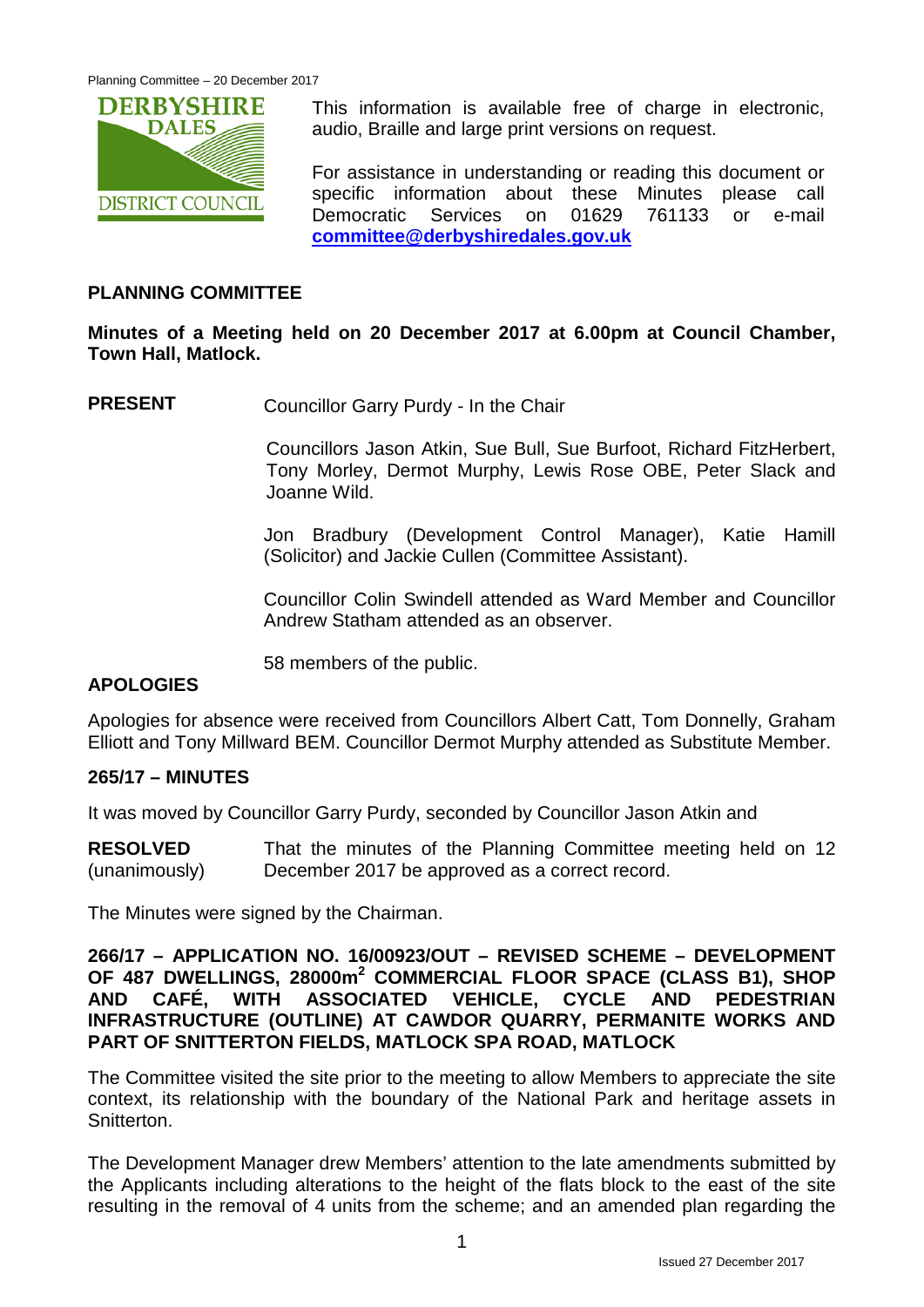This information is available free of charge in electronic, audio, Braille and large print versions on request.

For assistance in understanding or reading this document or specific information about these Minutes please call Democratic Services on 01629 761133 or e-mail **committee@derbyshiredales.gov.uk**

## PLANNING COMMITTEE

**Minutes of a Meeting held on 20 December 2017 at 6.00pm at Council Chamber, Town Hall, Matlock.**

**PRESENT** Councillor Garry Purdy - In the Chair

Councillors Jason Atkin, Sue Bull, Sue Burfoot, Richard FitzHerbert, Tony Morley, Dermot Murphy, Lewis Rose OBE, Peter Slack and Joanne Wild.

Jon Bradbury (Development Control Manager), Katie Hamill (Solicitor) and Jackie Cullen (Committee Assistant).

Councillor Colin Swindell attended as Ward Member and Councillor Andrew Statham attended as an observer.

58 members of the public.

## APOLOGIES

Apologies for absence were received from Councillors Albert Catt, Tom Donnelly, Graham Elliott and Tony Millward BEM. Councillor Dermot Murphy attended as Substitute Member.

## 265/17 – MINUTES

It was moved by Councillor Garry Purdy, seconded by Councillor Jason Atkin and

**RESOLVED** (unanimously) That the minutes of the Planning Committee meeting held on 12 December 2017 be approved as a correct record.

The Minutes were signed by the Chairman.

## 266/17 – APPLICATION NO. 16/00923/OUT – REVISED SCHEME – DEVELOPMENT OF 487 DWELLINGS, 28000m$^2$ COMMERCIAL FLOOR SPACE (CLASS B1), SHOP AND CAFÉ, WITH ASSOCIATED VEHICLE, CYCLE AND PEDESTRIAN INFRASTRUCTURE (OUTLINE) AT CAWDOR QUARRY, PERMANITE WORKS AND PART OF SNITTERTON FIELDS, MATLOCK SPA ROAD, MATLOCK

The Committee visited the site prior to the meeting to allow Members to appreciate the site context, its relationship with the boundary of the National Park and heritage assets in Snitterton.

The Development Manager drew Members' attention to the late amendments submitted by the Applicants including alterations to the height of the flats block to the east of the site resulting in the removal of 4 units from the scheme; and an amended plan regarding the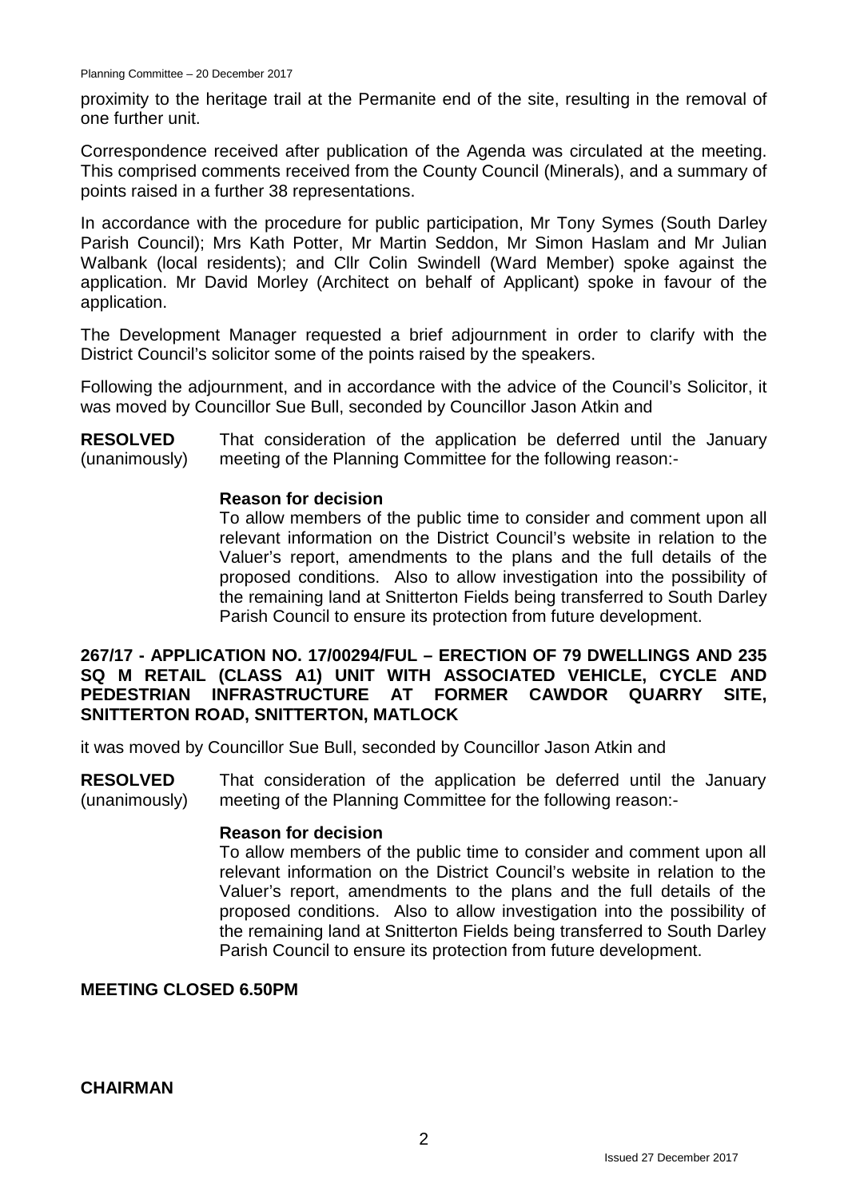proximity to the heritage trail at the Permanite end of the site, resulting in the removal of one further unit.

Correspondence received after publication of the Agenda was circulated at the meeting. This comprised comments received from the County Council (Minerals), and a summary of points raised in a further 38 representations.

In accordance with the procedure for public participation, Mr Tony Symes (South Darley Parish Council); Mrs Kath Potter, Mr Martin Seddon, Mr Simon Haslam and Mr Julian Walbank (local residents); and Cllr Colin Swindell (Ward Member) spoke against the application. Mr David Morley (Architect on behalf of Applicant) spoke in favour of the application.

The Development Manager requested a brief adjournment in order to clarify with the District Council's solicitor some of the points raised by the speakers.

Following the adjournment, and in accordance with the advice of the Council's Solicitor, it was moved by Councillor Sue Bull, seconded by Councillor Jason Atkin and

**RESOLVED** (unanimously) That consideration of the application be deferred until the January meeting of the Planning Committee for the following reason:-

**Reason for decision**

To allow members of the public time to consider and comment upon all relevant information on the District Council's website in relation to the Valuer's report, amendments to the plans and the full details of the proposed conditions. Also to allow investigation into the possibility of the remaining land at Snitterton Fields being transferred to South Darley Parish Council to ensure its protection from future development.

**267/17 - APPLICATION NO. 17/00294/FUL – ERECTION OF 79 DWELLINGS AND 235 SQ M RETAIL (CLASS A1) UNIT WITH ASSOCIATED VEHICLE, CYCLE AND PEDESTRIAN INFRASTRUCTURE AT FORMER CAWDOR QUARRY SITE, SNITTERTON ROAD, SNITTERTON, MATLOCK**

it was moved by Councillor Sue Bull, seconded by Councillor Jason Atkin and

**RESOLVED** (unanimously) That consideration of the application be deferred until the January meeting of the Planning Committee for the following reason:-

**Reason for decision**

To allow members of the public time to consider and comment upon all relevant information on the District Council's website in relation to the Valuer's report, amendments to the plans and the full details of the proposed conditions. Also to allow investigation into the possibility of the remaining land at Snitterton Fields being transferred to South Darley Parish Council to ensure its protection from future development.

**MEETING CLOSED 6.50PM**

**CHAIRMAN**